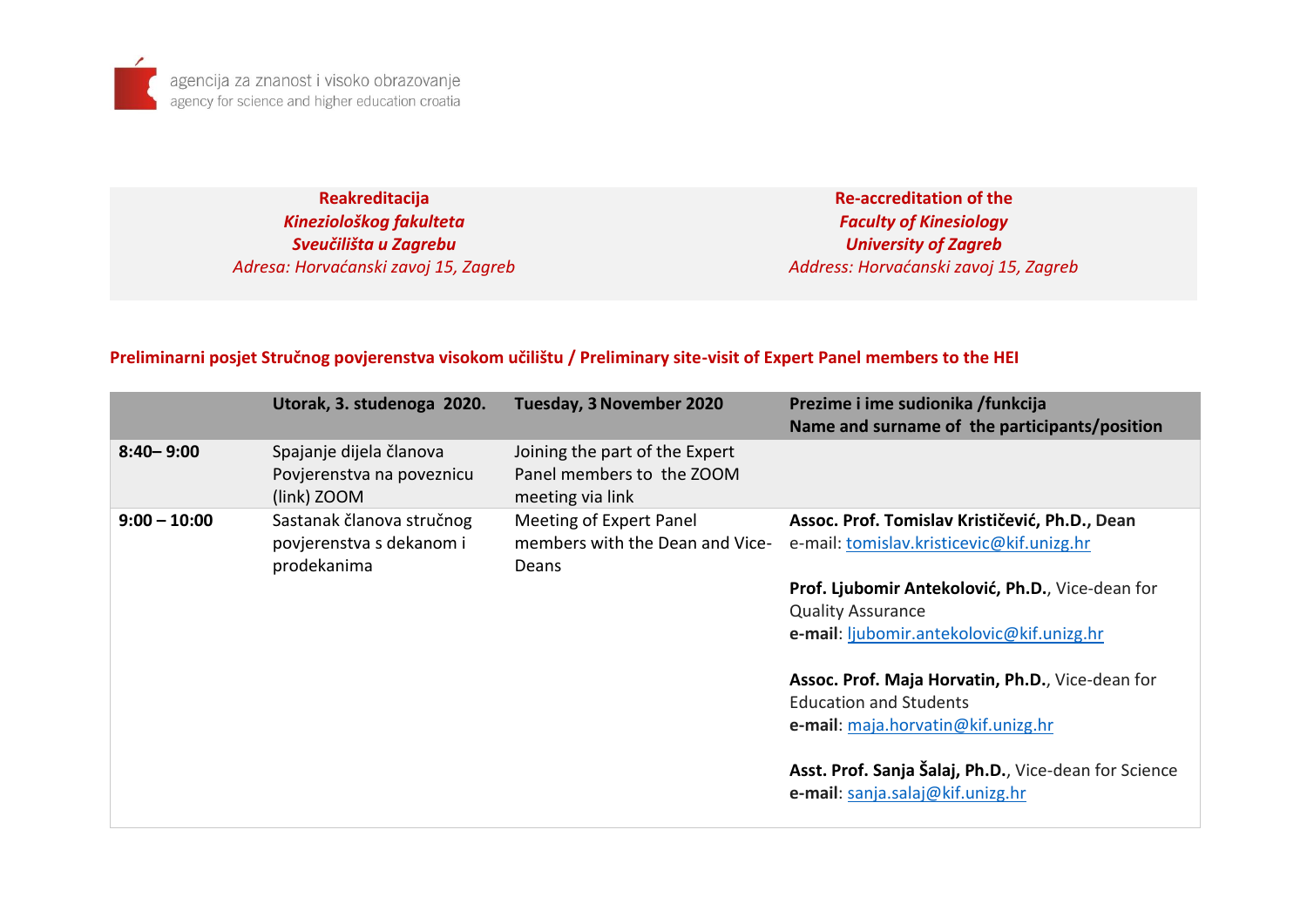agencija za znanost i visoko obrazovanje
agency for science and higher education croatia

| **Reakreditacija** | **Re-accreditation of the** |
|---|---|
| ***Kineziološkog fakulteta*** | ***Faculty of Kinesiology*** |
| ***Sveučilišta u Zagrebu*** | ***University of Zagreb*** |
| *Adresa: Horvaćanski zavoj 15, Zagreb* | *Address: Horvaćanski zavoj 15, Zagreb* |

## Preliminarni posjet Stručnog povjerenstva visokom učilištu / Preliminary site-visit of Expert Panel members to the HEI

| | **Utorak, 3. studenoga 2020.** | **Tuesday, 3 November 2020** | **Prezime i ime sudionika /funkcija**<br>**Name and surname of the participants/position** |
|---|---|---|---|
| **8:40– 9:00** | Spajanje dijela članova Povjerenstva na poveznicu (link) ZOOM | Joining the part of the Expert Panel members to the ZOOM meeting via link | |
| **9:00 – 10:00** | Sastanak članova stručnog povjerenstva s dekanom i prodekanima | Meeting of Expert Panel members with the Dean and Vice-Deans | **Assoc. Prof. Tomislav Krističević, Ph.D., Dean**<br>e-mail: tomislav.kristicevic@kif.unizg.hr<br><br>**Prof. Ljubomir Antekolović, Ph.D.**, Vice-dean for Quality Assurance<br>**e-mail**: ljubomir.antekolovic@kif.unizg.hr<br><br>**Assoc. Prof. Maja Horvatin, Ph.D.**, Vice-dean for Education and Students<br>**e-mail**: maja.horvatin@kif.unizg.hr<br><br>**Asst. Prof. Sanja Šalaj, Ph.D.**, Vice-dean for Science<br>**e-mail**: sanja.salaj@kif.unizg.hr |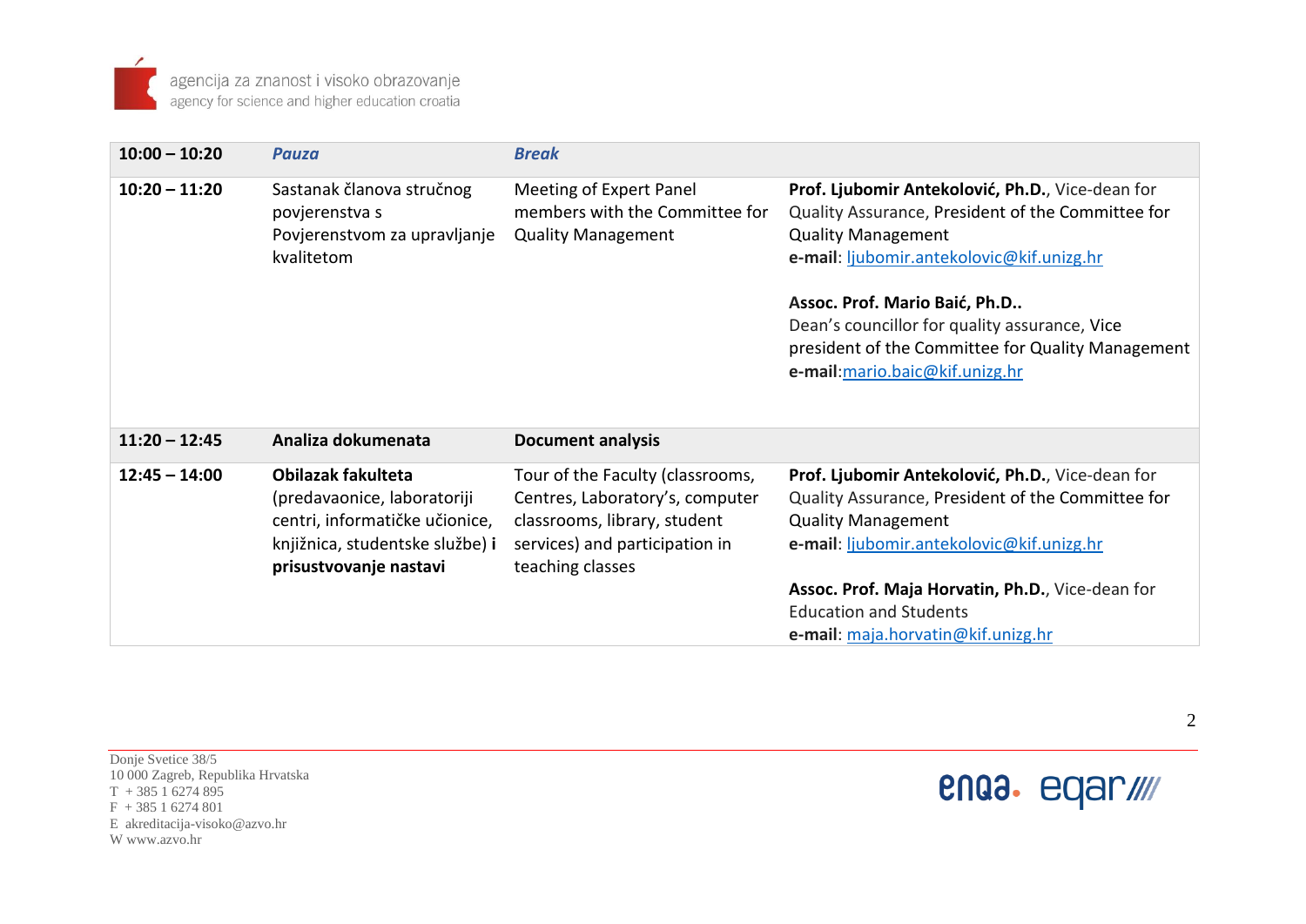| | | | |
|---|---|---|---|
| **10:00 – 10:20** | ***Pauza*** | ***Break*** | |
| **10:20 – 11:20** | Sastanak članova stručnog povjerenstva s Povjerenstvom za upravljanje kvalitetom | Meeting of Expert Panel members with the Committee for Quality Management | **Prof. Ljubomir Antekolović, Ph.D.**, Vice-dean for Quality Assurance, President of the Committee for Quality Management<br>**e-mail**: ljubomir.antekolovic@kif.unizg.hr<br><br>**Assoc. Prof. Mario Baić, Ph.D..**<br>Dean's councillor for quality assurance, Vice president of the Committee for Quality Management<br>**e-mail**:mario.baic@kif.unizg.hr |
| **11:20 – 12:45** | **Analiza dokumenata** | **Document analysis** | |
| **12:45 – 14:00** | **Obilazak fakulteta** (predavaonice, laboratoriji centri, informatičke učionice, knjižnica, studentske službe) **i prisustvovanje nastavi** | Tour of the Faculty (classrooms, Centres, Laboratory's, computer classrooms, library, student services) and participation in teaching classes | **Prof. Ljubomir Antekolović, Ph.D.**, Vice-dean for Quality Assurance, President of the Committee for Quality Management<br>**e-mail**: ljubomir.antekolovic@kif.unizg.hr<br><br>**Assoc. Prof. Maja Horvatin, Ph.D.**, Vice-dean for Education and Students<br>**e-mail**: maja.horvatin@kif.unizg.hr |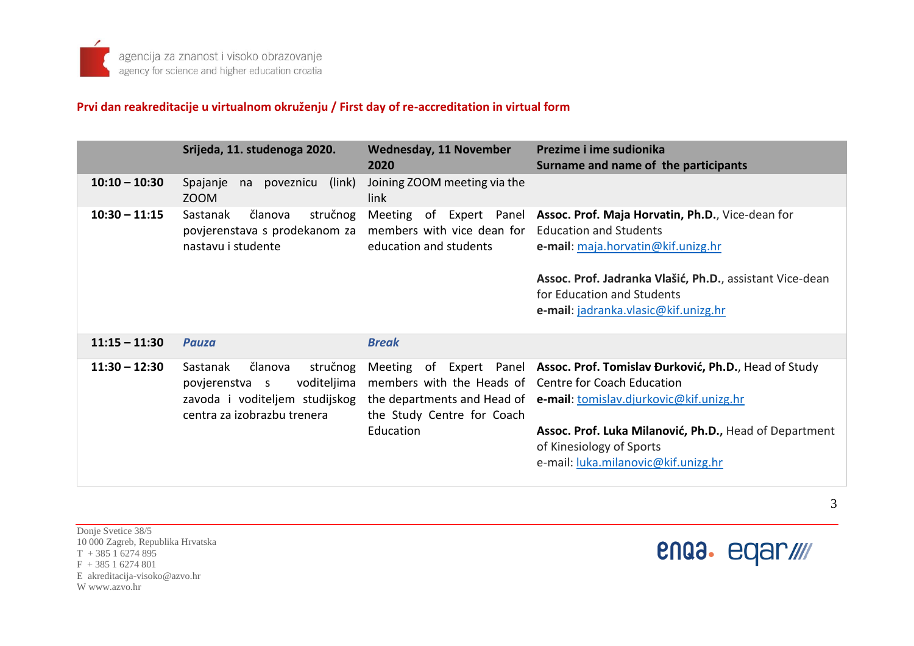**Prvi dan reakreditacije u virtualnom okruženju / First day of re-accreditation in virtual form**

| | Srijeda, 11. studenoga 2020. | Wednesday, 11 November 2020 | Prezime i ime sudionika<br>Surname and name of the participants |
|---|---|---|---|
| **10:10 – 10:30** | Spajanje na poveznicu (link) ZOOM | Joining ZOOM meeting via the link | |
| **10:30 – 11:15** | Sastanak članova stručnog povjerenstava s prodekanom za nastavu i studente | Meeting of Expert Panel members with vice dean for education and students | **Assoc. Prof. Maja Horvatin, Ph.D.**, Vice-dean for Education and Students<br>**e-mail**: maja.horvatin@kif.unizg.hr<br><br>**Assoc. Prof. Jadranka Vlašić, Ph.D.**, assistant Vice-dean for Education and Students<br>**e-mail**: jadranka.vlasic@kif.unizg.hr |
| **11:15 – 11:30** | ***Pauza*** | ***Break*** | |
| **11:30 – 12:30** | Sastanak članova stručnog povjerenstva s voditeljima zavoda i voditeljem studijskog centra za izobrazbu trenera | Meeting of Expert Panel members with the Heads of the departments and Head of the Study Centre for Coach Education | **Assoc. Prof. Tomislav Đurković, Ph.D.**, Head of Study Centre for Coach Education<br>**e-mail**: tomislav.djurkovic@kif.unizg.hr<br><br>**Assoc. Prof. Luka Milanović, Ph.D.,** Head of Department of Kinesiology of Sports<br>e-mail: luka.milanovic@kif.unizg.hr |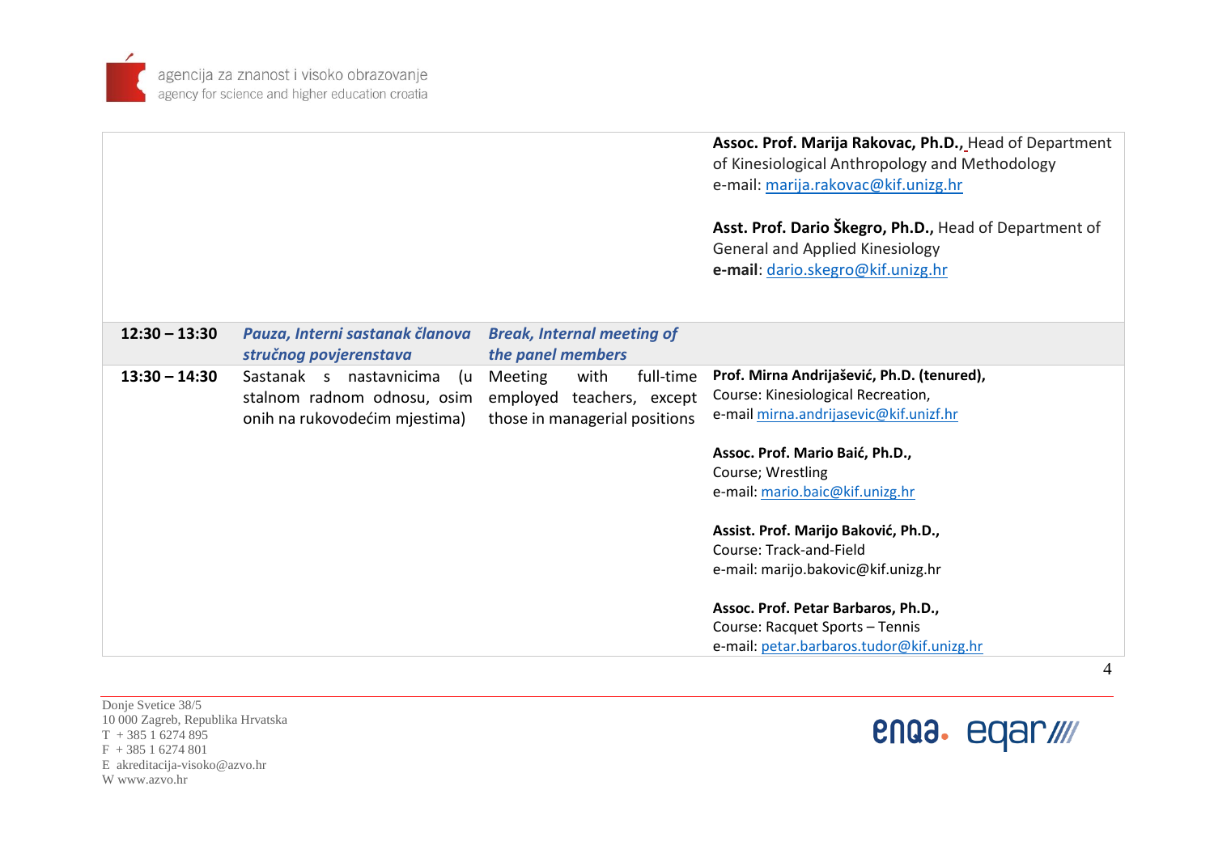| | | | |
|---|---|---|---|
| | | | **Assoc. Prof. Marija Rakovac, Ph.D.,** Head of Department of Kinesiological Anthropology and Methodology<br>e-mail: marija.rakovac@kif.unizg.hr<br><br>**Asst. Prof. Dario Škegro, Ph.D.,** Head of Department of General and Applied Kinesiology<br>**e-mail**: dario.skegro@kif.unizg.hr |
| **12:30 – 13:30** | ***Pauza, Interni sastanak članova stručnog povjerenstava*** | ***Break, Internal meeting of the panel members*** | |
| **13:30 – 14:30** | Sastanak s nastavnicima (u stalnom radnom odnosu, osim onih na rukovodećim mjestima) | Meeting with full-time employed teachers, except those in managerial positions | **Prof. Mirna Andrijašević, Ph.D. (tenured),**<br>Course: Kinesiological Recreation,<br>e-mail mirna.andrijasevic@kif.unizf.hr<br><br>**Assoc. Prof. Mario Baić, Ph.D.,**<br>Course; Wrestling<br>e-mail: mario.baic@kif.unizg.hr<br><br>**Assist. Prof. Marijo Baković, Ph.D.,**<br>Course: Track-and-Field<br>e-mail: marijo.bakovic@kif.unizg.hr<br><br>**Assoc. Prof. Petar Barbaros, Ph.D.,**<br>Course: Racquet Sports – Tennis<br>e-mail: petar.barbaros.tudor@kif.unizg.hr |

Donje Svetice 38/5
10 000 Zagreb, Republika Hrvatska
T + 385 1 6274 895
F + 385 1 6274 801
E akreditacija-visoko@azvo.hr
W www.azvo.hr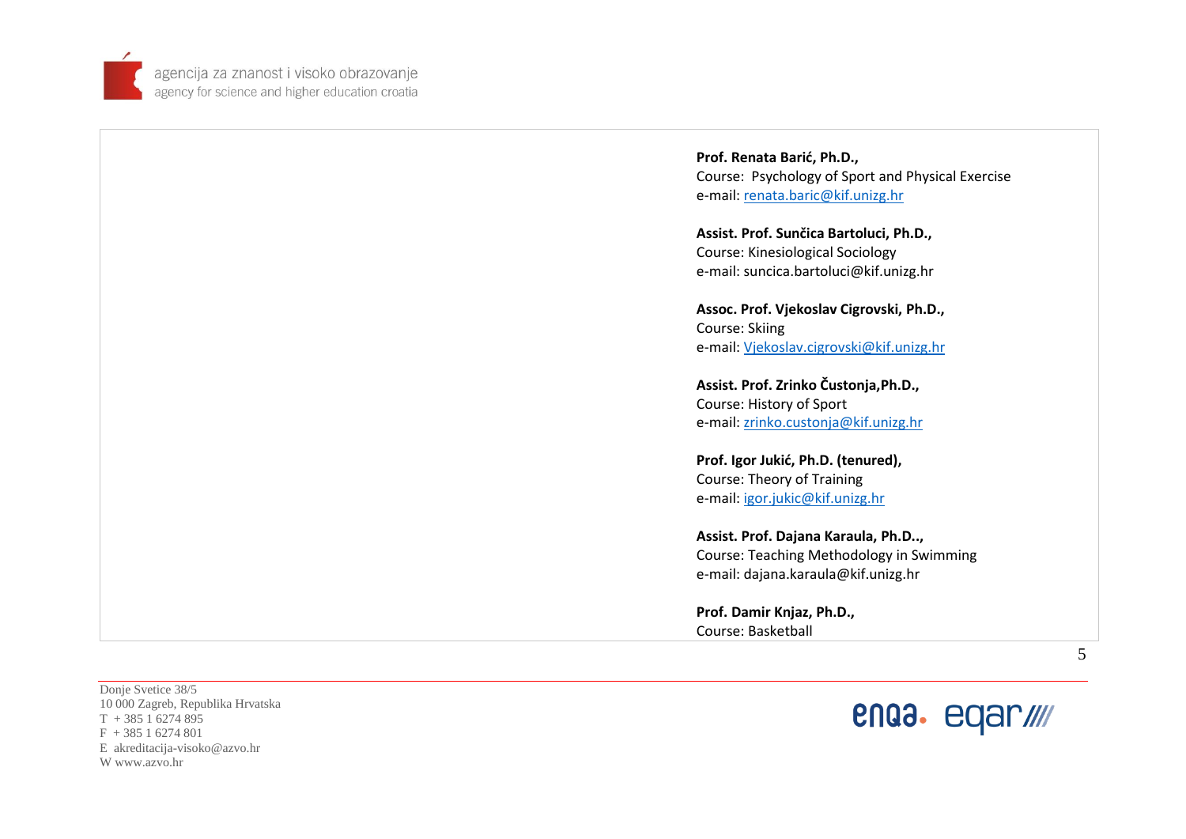**Prof. Renata Barić, Ph.D.,**
Course: Psychology of Sport and Physical Exercise
e-mail: renata.baric@kif.unizg.hr

**Assist. Prof. Sunčica Bartoluci, Ph.D.,**
Course: Kinesiological Sociology
e-mail: suncica.bartoluci@kif.unizg.hr

**Assoc. Prof. Vjekoslav Cigrovski, Ph.D.,**
Course: Skiing
e-mail: Vjekoslav.cigrovski@kif.unizg.hr

**Assist. Prof. Zrinko Čustonja,Ph.D.,**
Course: History of Sport
e-mail: zrinko.custonja@kif.unizg.hr

**Prof. Igor Jukić, Ph.D. (tenured),**
Course: Theory of Training
e-mail: igor.jukic@kif.unizg.hr

**Assist. Prof. Dajana Karaula, Ph.D..,**
Course: Teaching Methodology in Swimming
e-mail: dajana.karaula@kif.unizg.hr

**Prof. Damir Knjaz, Ph.D.,**
Course: Basketball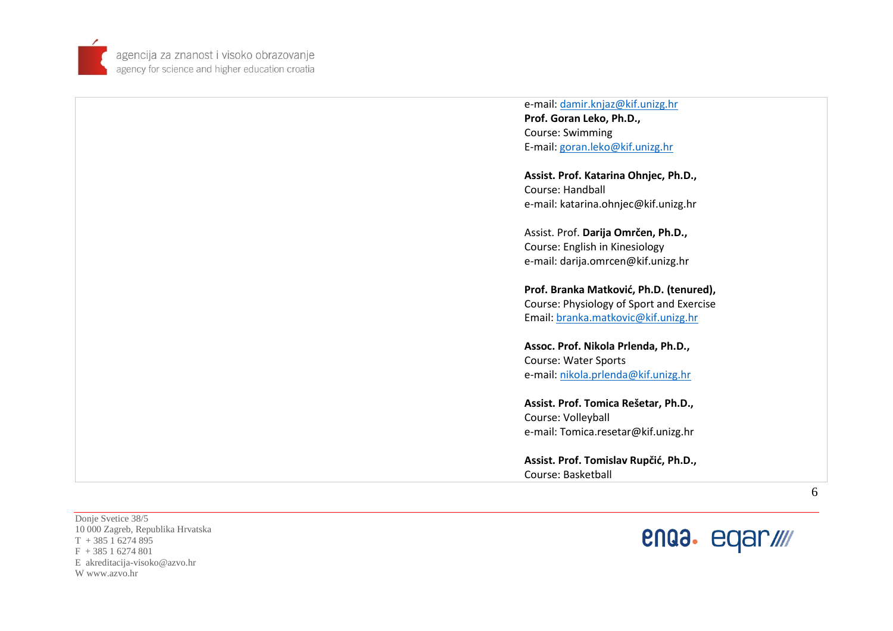| | e-mail: damir.knjaz@kif.unizg.hr<br>**Prof. Goran Leko, Ph.D.,**<br>Course: Swimming<br>E-mail: goran.leko@kif.unizg.hr<br><br>**Assist. Prof. Katarina Ohnjec, Ph.D.,**<br>Course: Handball<br>e-mail: katarina.ohnjec@kif.unizg.hr<br><br>Assist. Prof. **Darija Omrčen, Ph.D.,**<br>Course: English in Kinesiology<br>e-mail: darija.omrcen@kif.unizg.hr<br><br>**Prof. Branka Matković, Ph.D. (tenured),**<br>Course: Physiology of Sport and Exercise<br>Email: branka.matkovic@kif.unizg.hr<br><br>**Assoc. Prof. Nikola Prlenda, Ph.D.,**<br>Course: Water Sports<br>e-mail: nikola.prlenda@kif.unizg.hr<br><br>**Assist. Prof. Tomica Rešetar, Ph.D.,**<br>Course: Volleyball<br>e-mail: Tomica.resetar@kif.unizg.hr<br><br>**Assist. Prof. Tomislav Rupčić, Ph.D.,**<br>Course: Basketball |
|---|---|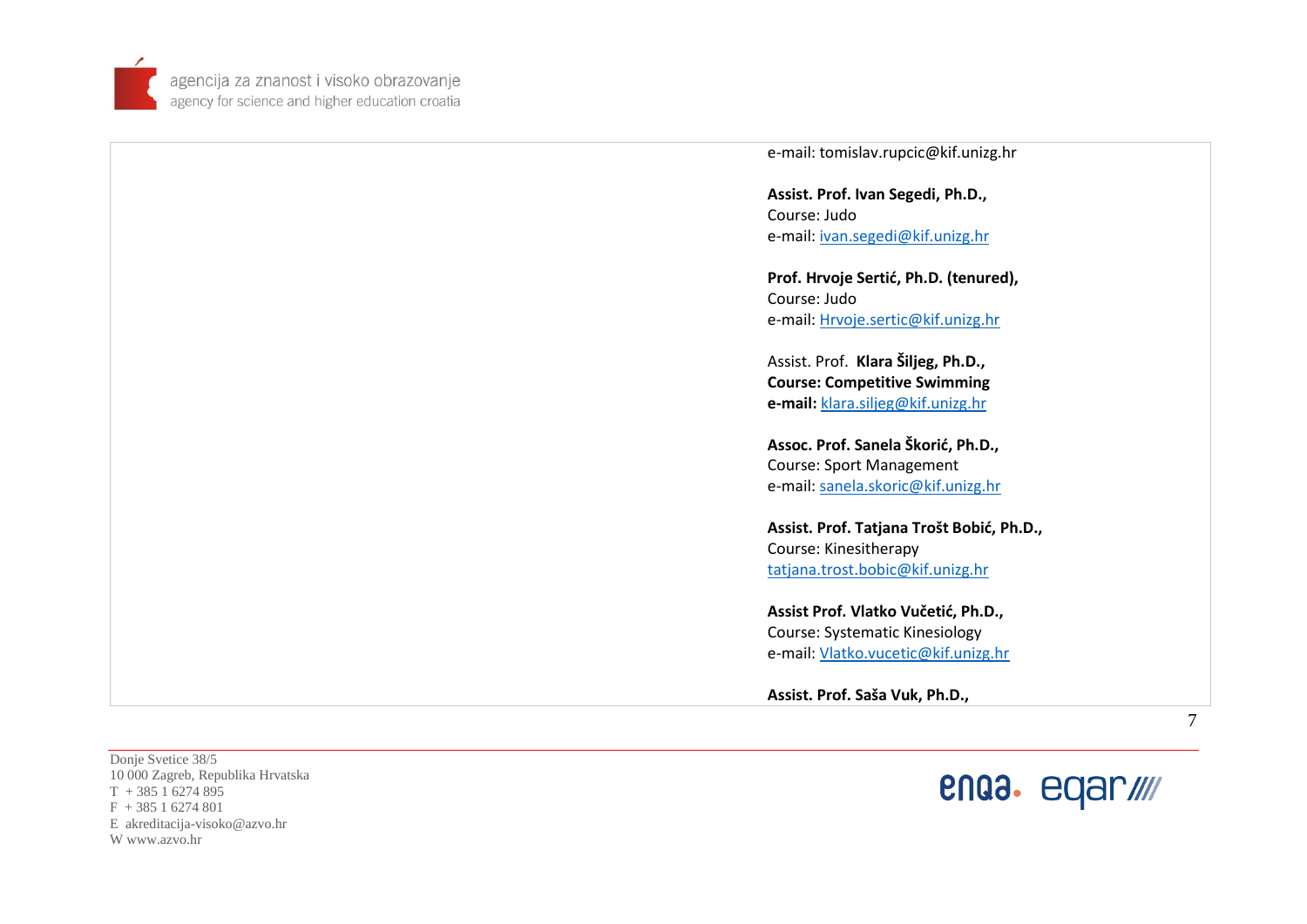e-mail: tomislav.rupcic@kif.unizg.hr

**Assist. Prof. Ivan Segedi, Ph.D.,**
Course: Judo
e-mail: ivan.segedi@kif.unizg.hr

**Prof. Hrvoje Sertić, Ph.D. (tenured),**
Course: Judo
e-mail: Hrvoje.sertic@kif.unizg.hr

Assist. Prof. **Klara Šiljeg, Ph.D.,**
**Course: Competitive Swimming**
**e-mail:** klara.siljeg@kif.unizg.hr

**Assoc. Prof. Sanela Škorić, Ph.D.,**
Course: Sport Management
e-mail: sanela.skoric@kif.unizg.hr

**Assist. Prof. Tatjana Trošt Bobić, Ph.D.,**
Course: Kinesitherapy
tatjana.trost.bobic@kif.unizg.hr

**Assist Prof. Vlatko Vučetić, Ph.D.,**
Course: Systematic Kinesiology
e-mail: Vlatko.vucetic@kif.unizg.hr

**Assist. Prof. Saša Vuk, Ph.D.,**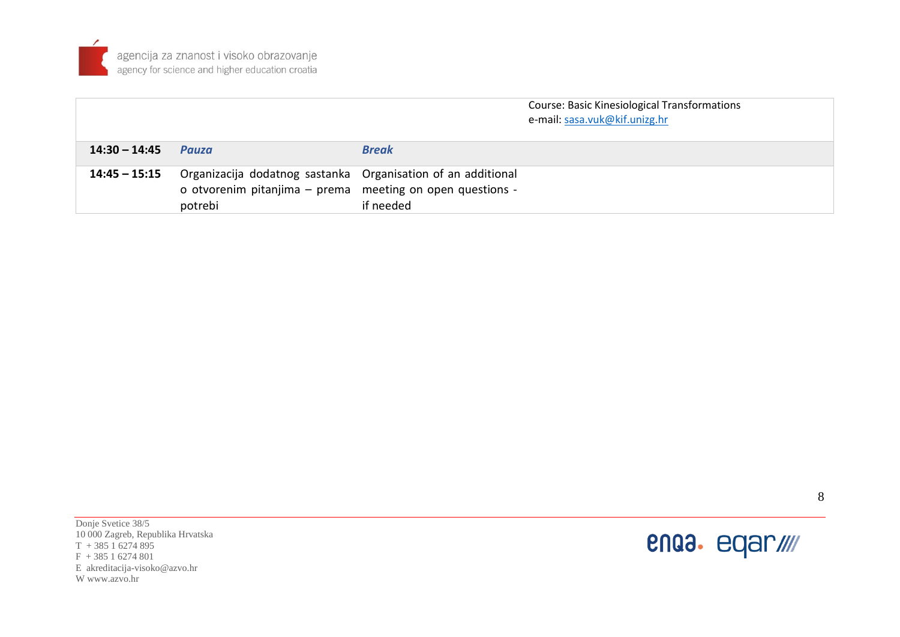| | | | |
|---|---|---|---|
| | | | Course: Basic Kinesiological Transformations<br>e-mail: sasa.vuk@kif.unizg.hr |
| **14:30 – 14:45** | ***Pauza*** | ***Break*** | |
| **14:45 – 15:15** | Organizacija dodatnog sastanka o otvorenim pitanjima – prema potrebi | Organisation of an additional meeting on open questions - if needed | |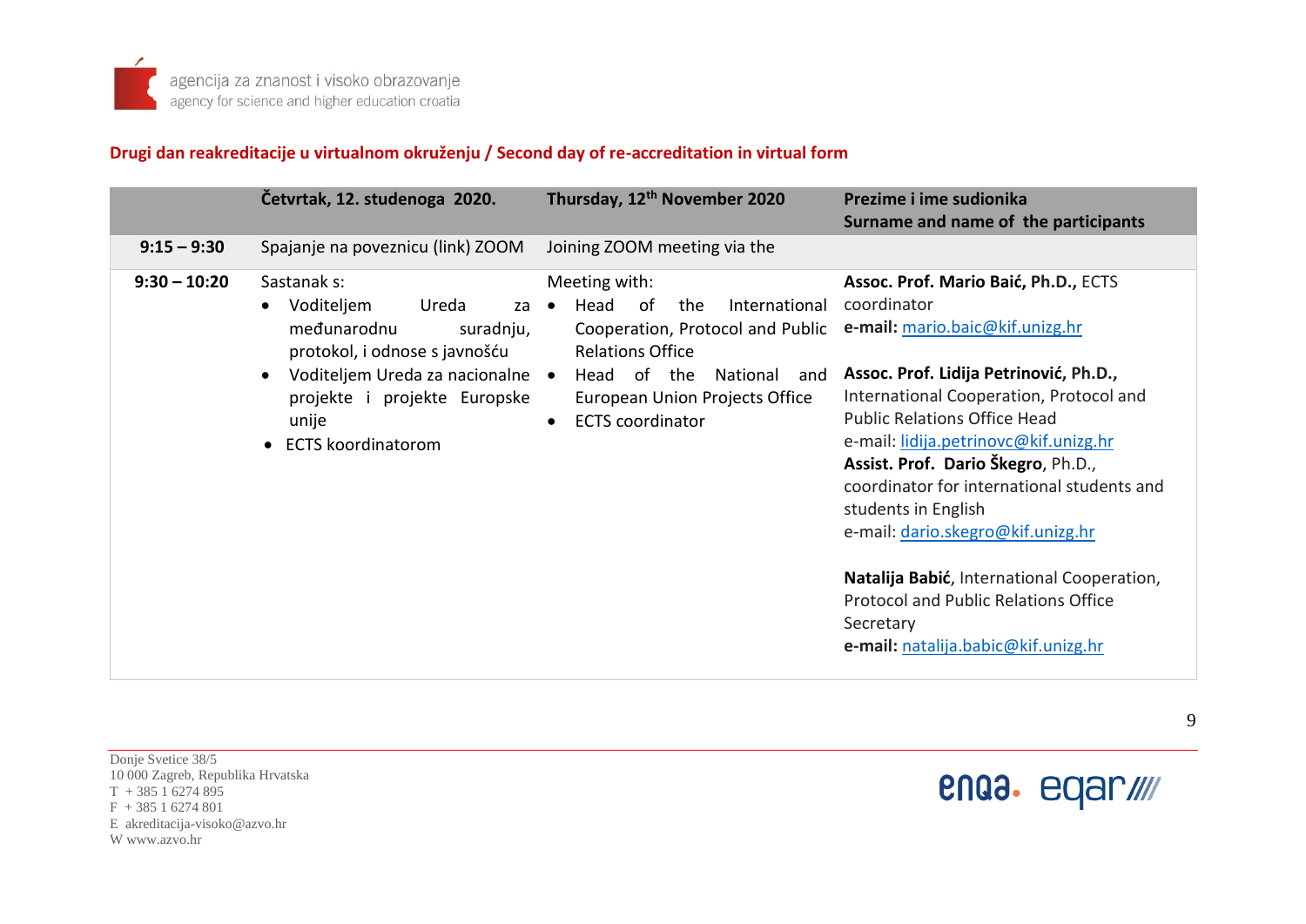**Drugi dan reakreditacije u virtualnom okruženju / Second day of re-accreditation in virtual form**

| | **Četvrtak, 12. studenoga 2020.** | **Thursday, 12th November 2020** | **Prezime i ime sudionika<br>Surname and name of the participants** |
|---|---|---|---|
| **9:15 – 9:30** | Spajanje na poveznicu (link) ZOOM | Joining ZOOM meeting via the | |
| **9:30 – 10:20** | Sastanak s:<br>• Voditeljem Ureda za međunarodnu suradnju, protokol, i odnose s javnošću<br>• Voditeljem Ureda za nacionalne projekte i projekte Europske unije<br>• ECTS koordinatorom | Meeting with:<br>• Head of the International Cooperation, Protocol and Public Relations Office<br>• Head of the National and European Union Projects Office<br>• ECTS coordinator | **Assoc. Prof. Mario Baić, Ph.D.,** ECTS coordinator<br>**e-mail:** mario.baic@kif.unizg.hr<br><br>**Assoc. Prof. Lidija Petrinović, Ph.D.,** International Cooperation, Protocol and Public Relations Office Head<br>e-mail: lidija.petrinovc@kif.unizg.hr<br>**Assist. Prof. Dario Škegro**, Ph.D., coordinator for international students and students in English<br>e-mail: dario.skegro@kif.unizg.hr<br><br>**Natalija Babić**, International Cooperation, Protocol and Public Relations Office Secretary<br>**e-mail:** natalija.babic@kif.unizg.hr |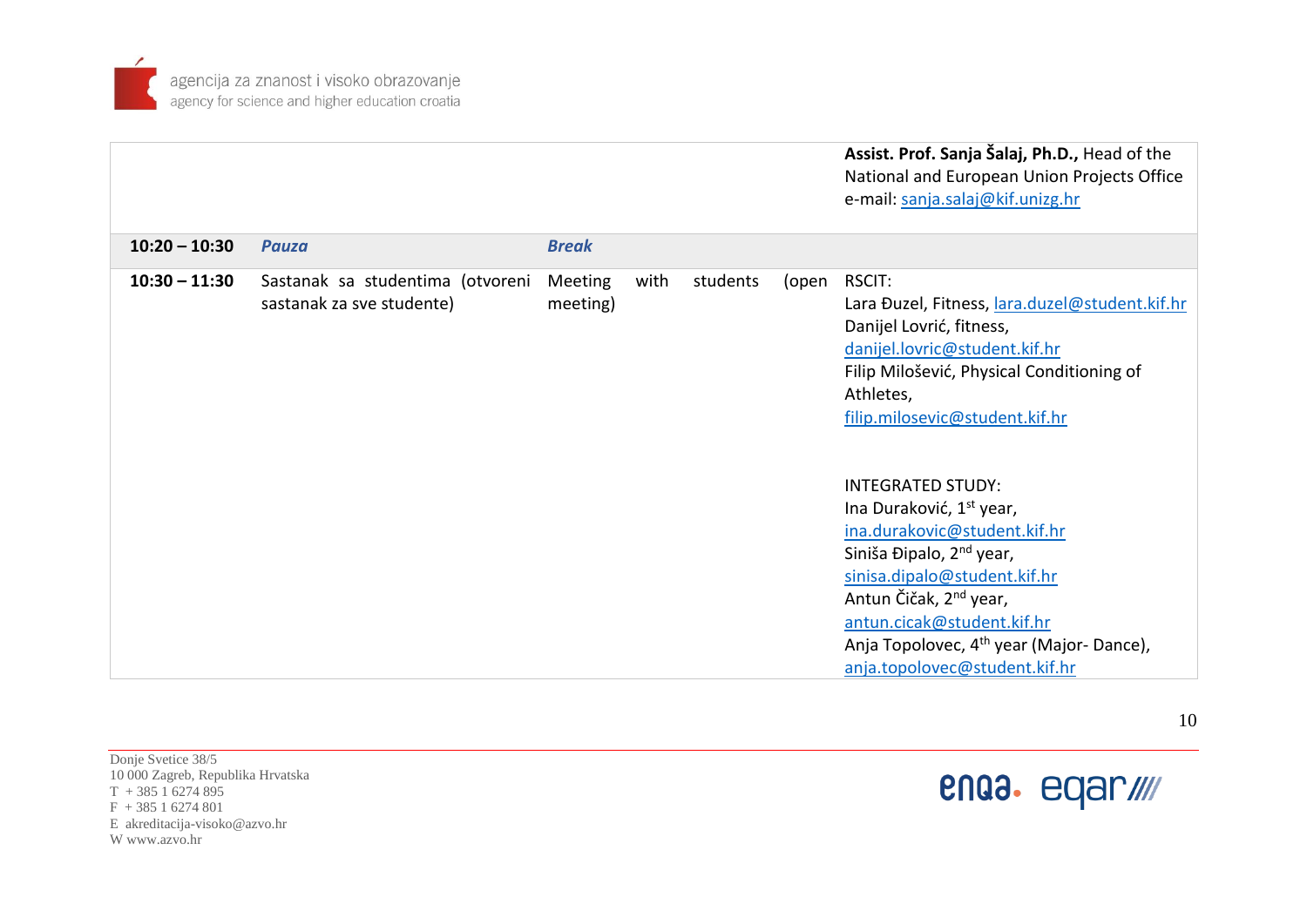| | | | |
|---|---|---|---|
| | | | **Assist. Prof. Sanja Šalaj, Ph.D.,** Head of the National and European Union Projects Office<br>e-mail: sanja.salaj@kif.unizg.hr |
| **10:20 – 10:30** | ***Pauza*** | ***Break*** | |
| **10:30 – 11:30** | Sastanak sa studentima (otvoreni sastanak za sve studente) | Meeting with students (open meeting) | RSCIT:<br>Lara Đuzel, Fitness, lara.duzel@student.kif.hr<br>Danijel Lovrić, fitness, danijel.lovric@student.kif.hr<br>Filip Milošević, Physical Conditioning of Athletes, filip.milosevic@student.kif.hr<br><br>INTEGRATED STUDY:<br>Ina Duraković, 1st year, ina.durakovic@student.kif.hr<br>Siniša Đipalo, 2nd year, sinisa.dipalo@student.kif.hr<br>Antun Čičak, 2nd year, antun.cicak@student.kif.hr<br>Anja Topolovec, 4th year (Major- Dance), anja.topolovec@student.kif.hr |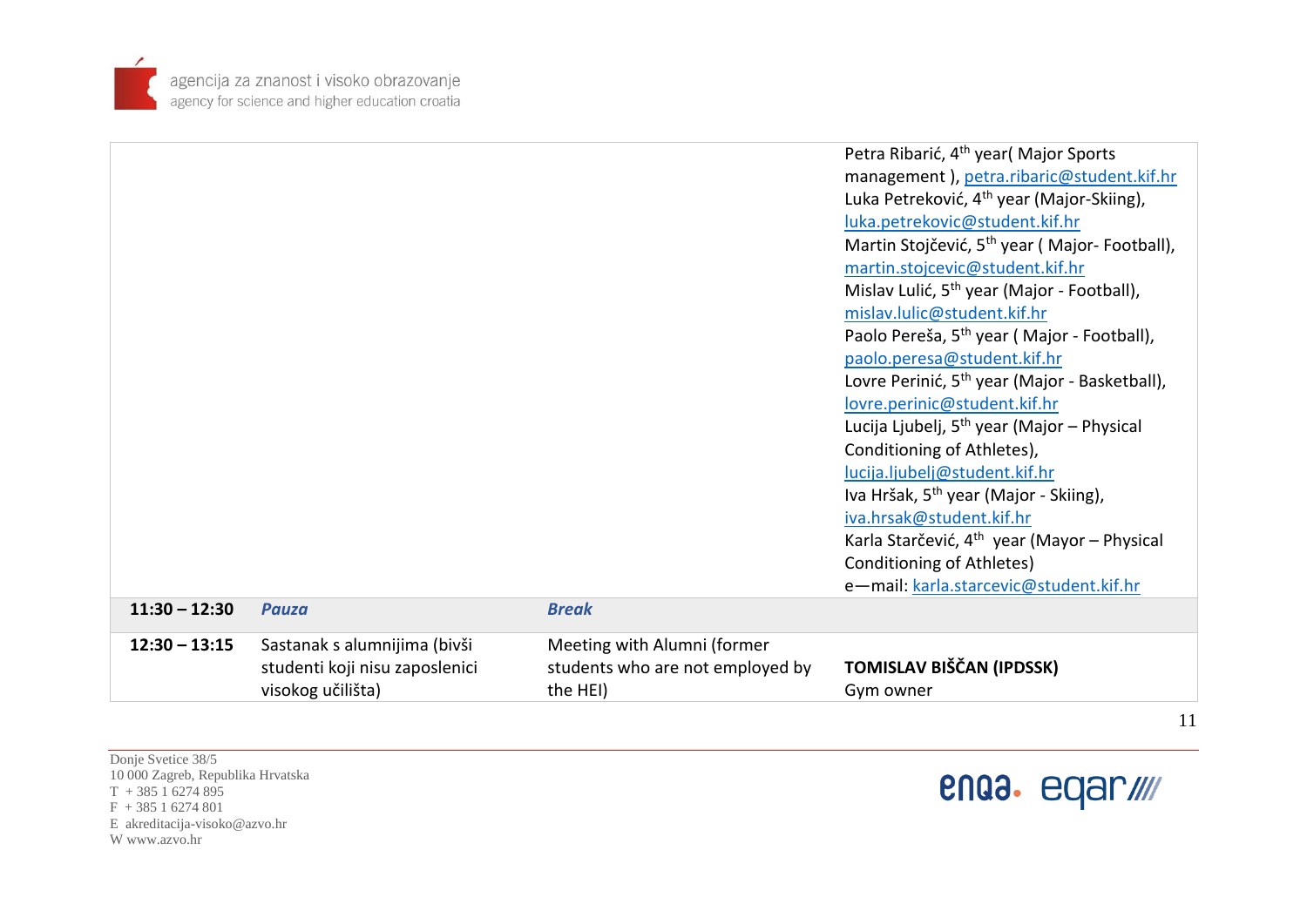| | | | |
|---|---|---|---|
| | | | Petra Ribarić, 4th year( Major Sports management ), petra.ribaric@student.kif.hr<br>Luka Petreković, 4th year (Major-Skiing), luka.petrekovic@student.kif.hr<br>Martin Stojčević, 5th year ( Major- Football), martin.stojcevic@student.kif.hr<br>Mislav Lulić, 5th year (Major - Football), mislav.lulic@student.kif.hr<br>Paolo Pereša, 5th year ( Major - Football), paolo.peresa@student.kif.hr<br>Lovre Perinić, 5th year (Major - Basketball), lovre.perinic@student.kif.hr<br>Lucija Ljubelj, 5th year (Major – Physical Conditioning of Athletes), lucija.ljubelj@student.kif.hr<br>Iva Hršak, 5th year (Major - Skiing), iva.hrsak@student.kif.hr<br>Karla Starčević, 4th year (Mayor – Physical Conditioning of Athletes)<br>e—mail: karla.starcevic@student.kif.hr |
| **11:30 – 12:30** | ***Pauza*** | ***Break*** | |
| **12:30 – 13:15** | Sastanak s alumnijima (bivši studenti koji nisu zaposlenici visokog učilišta) | Meeting with Alumni (former students who are not employed by the HEI) | **TOMISLAV BIŠČAN (IPDSSK)**<br>Gym owner |

Donje Svetice 38/5
10 000 Zagreb, Republika Hrvatska
T + 385 1 6274 895
F + 385 1 6274 801
E akreditacija-visoko@azvo.hr
W www.azvo.hr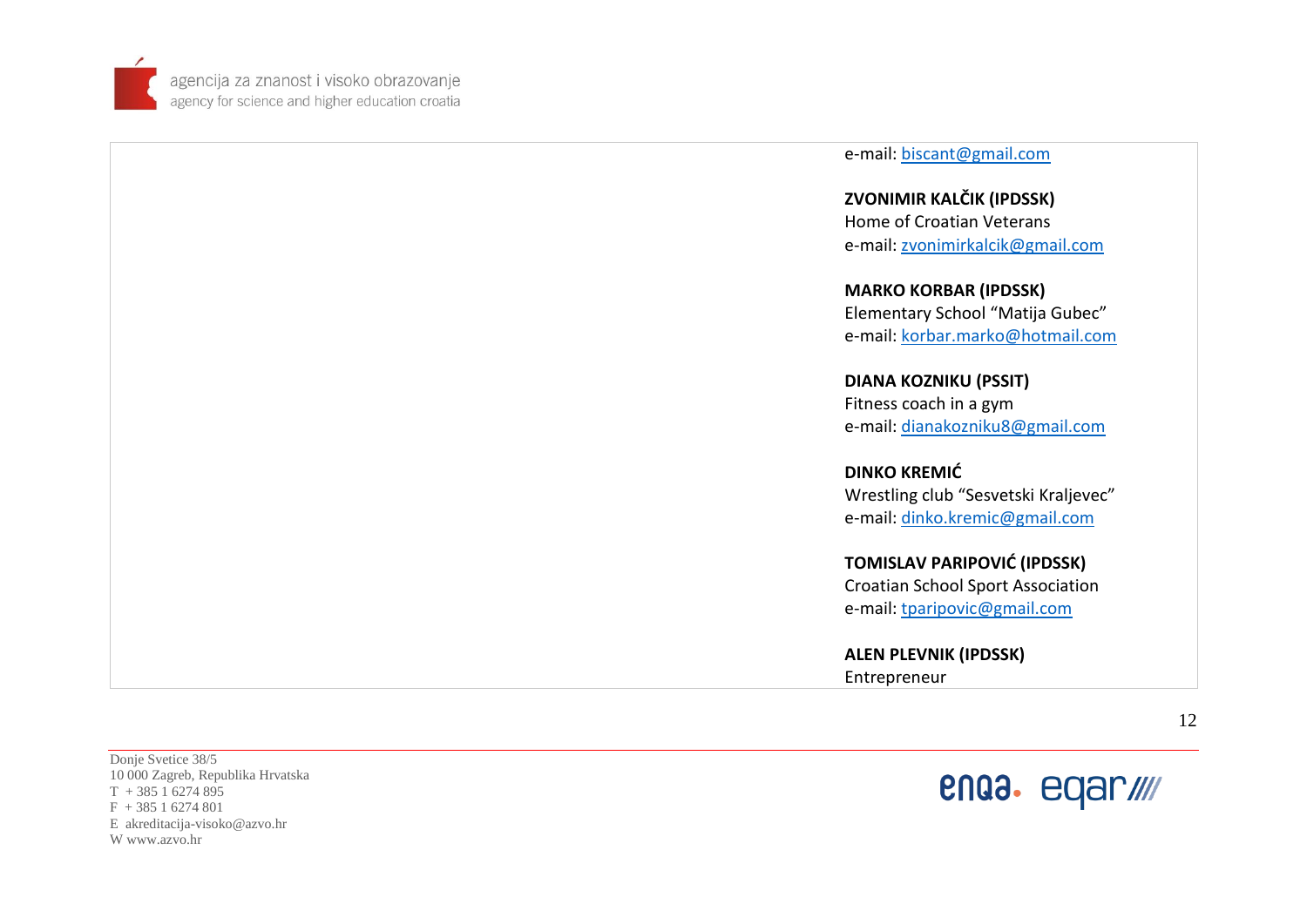e-mail: biscant@gmail.com

**ZVONIMIR KALČIK (IPDSSK)**
Home of Croatian Veterans
e-mail: zvonimirkalcik@gmail.com

**MARKO KORBAR (IPDSSK)**
Elementary School "Matija Gubec"
e-mail: korbar.marko@hotmail.com

**DIANA KOZNIKU (PSSIT)**
Fitness coach in a gym
e-mail: dianakozniku8@gmail.com

**DINKO KREMIĆ**
Wrestling club "Sesvetski Kraljevec"
e-mail: dinko.kremic@gmail.com

**TOMISLAV PARIPOVIĆ (IPDSSK)**
Croatian School Sport Association
e-mail: tparipovic@gmail.com

**ALEN PLEVNIK (IPDSSK)**
Entrepreneur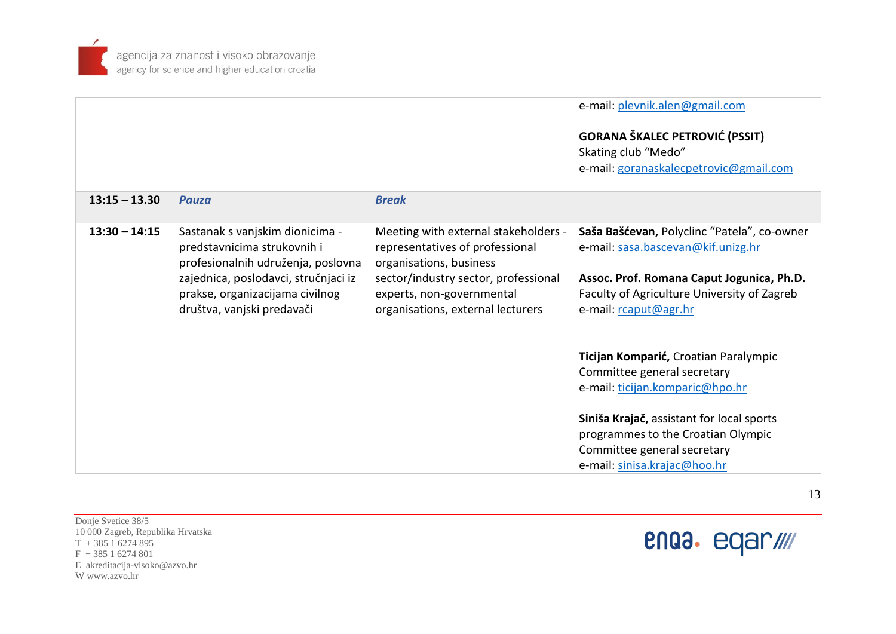| | | | |
|---|---|---|---|
| | | | e-mail: plevnik.alen@gmail.com<br><br>**GORANA ŠKALEC PETROVIĆ (PSSIT)**<br>Skating club "Medo"<br>e-mail: goranaskalecpetrovic@gmail.com |
| **13:15 – 13.30** | ***Pauza*** | ***Break*** | |
| **13:30 – 14:15** | Sastanak s vanjskim dionicima - predstavnicima strukovnih i profesionalnih udruženja, poslovna zajednica, poslodavci, stručnjaci iz prakse, organizacijama civilnog društva, vanjski predavači | Meeting with external stakeholders - representatives of professional organisations, business sector/industry sector, professional experts, non-governmental organisations, external lecturers | **Saša Bašćevan,** Polyclinc "Patela", co-owner<br>e-mail: sasa.bascevan@kif.unizg.hr<br><br>**Assoc. Prof. Romana Caput Jogunica, Ph.D.**<br>Faculty of Agriculture University of Zagreb<br>e-mail: rcaput@agr.hr<br><br>**Ticijan Komparić,** Croatian Paralympic Committee general secretary<br>e-mail: ticijan.komparic@hpo.hr<br><br>**Siniša Krajač,** assistant for local sports programmes to the Croatian Olympic Committee general secretary<br>e-mail: sinisa.krajac@hoo.hr |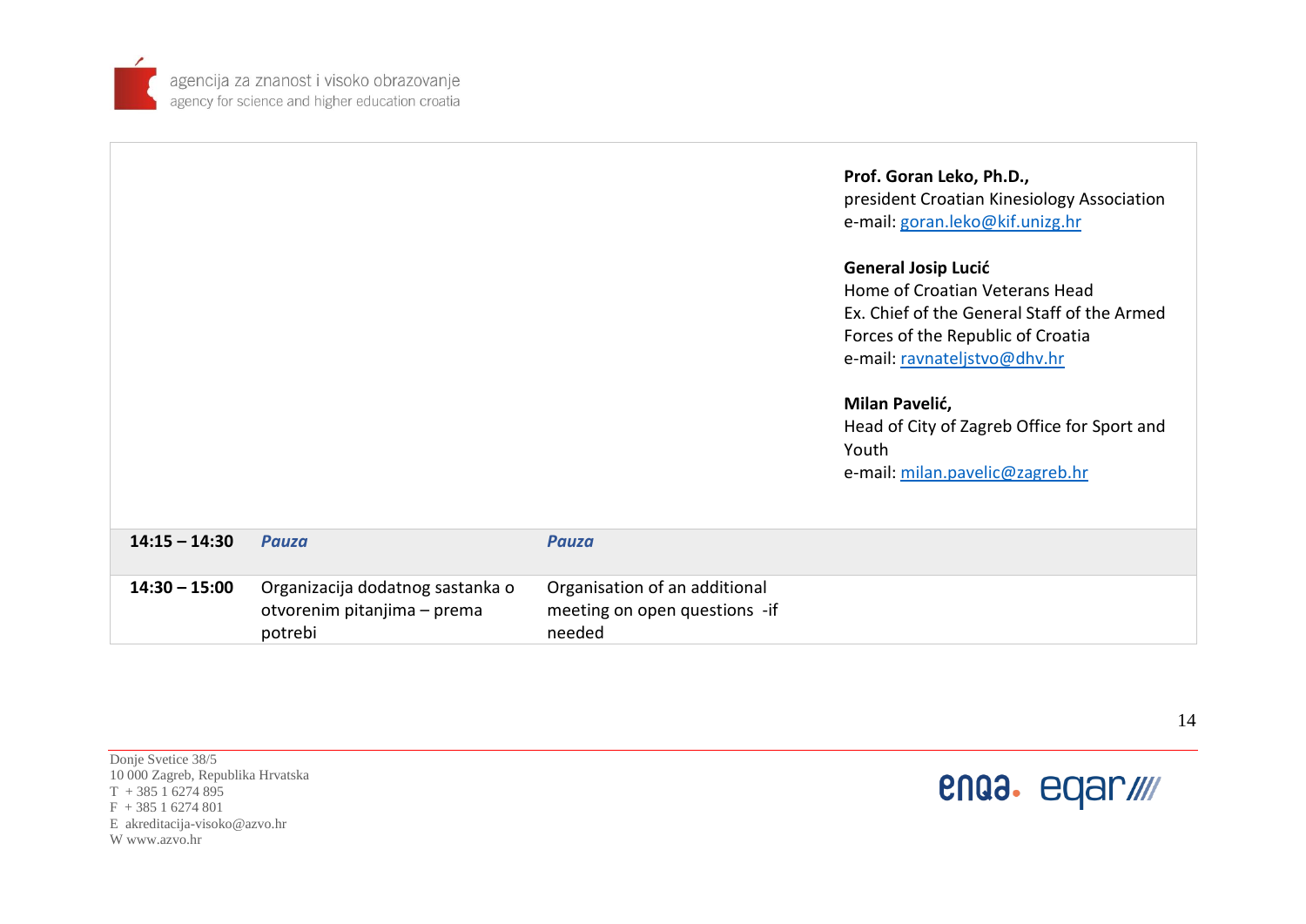| | | | |
|---|---|---|---|
| | | | **Prof. Goran Leko, Ph.D.,**<br>president Croatian Kinesiology Association<br>e-mail: goran.leko@kif.unizg.hr<br><br>**General Josip Lucić**<br>Home of Croatian Veterans Head<br>Ex. Chief of the General Staff of the Armed Forces of the Republic of Croatia<br>e-mail: ravnateljstvo@dhv.hr<br><br>**Milan Pavelić,**<br>Head of City of Zagreb Office for Sport and Youth<br>e-mail: milan.pavelic@zagreb.hr |
| **14:15 – 14:30** | ***Pauza*** | ***Pauza*** | |
| **14:30 – 15:00** | Organizacija dodatnog sastanka o otvorenim pitanjima – prema potrebi | Organisation of an additional meeting on open questions -if needed | |

Donje Svetice 38/5
10 000 Zagreb, Republika Hrvatska
T + 385 1 6274 895
F + 385 1 6274 801
E akreditacija-visoko@azvo.hr
W www.azvo.hr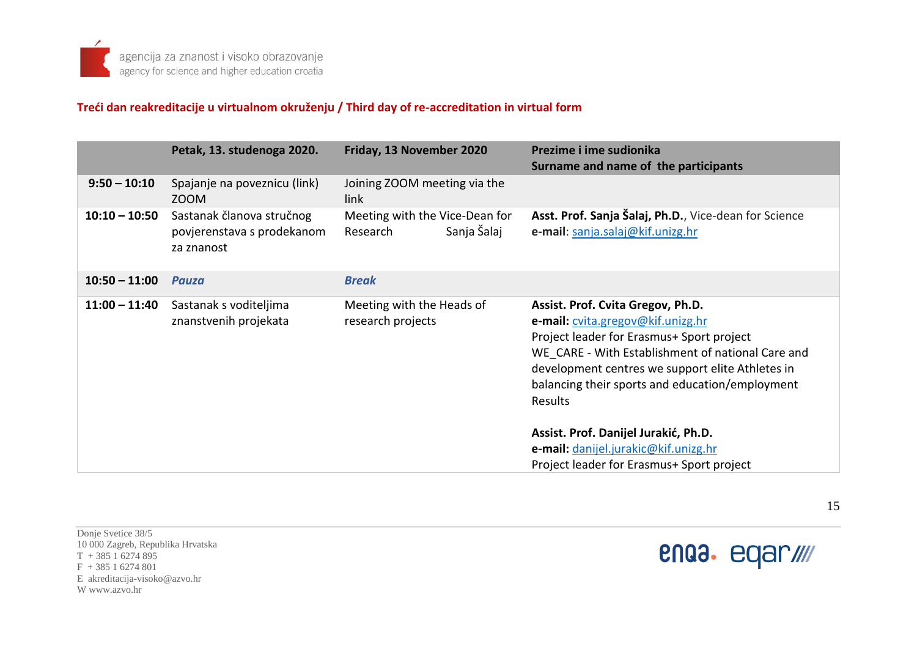**Treći dan reakreditacije u virtualnom okruženju / Third day of re-accreditation in virtual form**

| | Petak, 13. studenoga 2020. | Friday, 13 November 2020 | Prezime i ime sudionika<br>Surname and name of the participants |
|---|---|---|---|
| **9:50 – 10:10** | Spajanje na poveznicu (link) ZOOM | Joining ZOOM meeting via the link | |
| **10:10 – 10:50** | Sastanak članova stručnog povjerenstava s prodekanom za znanost | Meeting with the Vice-Dean for Research Sanja Šalaj | **Asst. Prof. Sanja Šalaj, Ph.D.**, Vice-dean for Science<br>**e-mail**: sanja.salaj@kif.unizg.hr |
| **10:50 – 11:00** | ***Pauza*** | ***Break*** | |
| **11:00 – 11:40** | Sastanak s voditeljima znanstvenih projekata | Meeting with the Heads of research projects | **Assist. Prof. Cvita Gregov, Ph.D.**<br>**e-mail:** cvita.gregov@kif.unizg.hr<br>Project leader for Erasmus+ Sport project WE_CARE - With Establishment of national Care and development centres we support elite Athletes in balancing their sports and education/employment Results<br><br>**Assist. Prof. Danijel Jurakić, Ph.D.**<br>**e-mail:** danijel.jurakic@kif.unizg.hr<br>Project leader for Erasmus+ Sport project |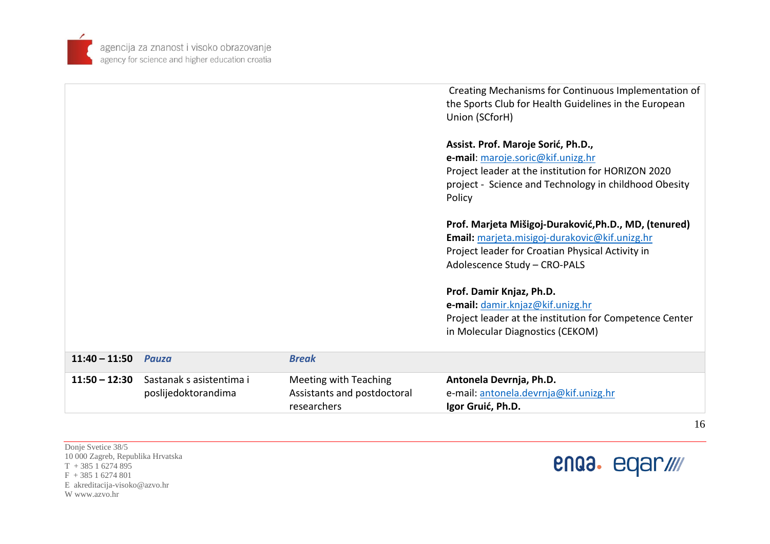| | | | |
|---|---|---|---|
| | | | Creating Mechanisms for Continuous Implementation of the Sports Club for Health Guidelines in the European Union (SCforH)<br><br>**Assist. Prof. Maroje Sorić, Ph.D.,**<br>**e-mail**: maroje.soric@kif.unizg.hr<br>Project leader at the institution for HORIZON 2020 project - Science and Technology in childhood Obesity Policy<br><br>**Prof. Marjeta Mišigoj-Duraković,Ph.D., MD, (tenured)**<br>**Email:** marjeta.misigoj-durakovic@kif.unizg.hr<br>Project leader for Croatian Physical Activity in Adolescence Study – CRO-PALS<br><br>**Prof. Damir Knjaz, Ph.D.**<br>**e-mail:** damir.knjaz@kif.unizg.hr<br>Project leader at the institution for Competence Center in Molecular Diagnostics (CEKOM) |
| **11:40 – 11:50** | ***Pauza*** | ***Break*** | |
| **11:50 – 12:30** | Sastanak s asistentima i poslijedoktorandima | Meeting with Teaching Assistants and postdoctoral researchers | **Antonela Devrnja, Ph.D.**<br>e-mail: antonela.devrnja@kif.unizg.hr<br>**Igor Gruić, Ph.D.** |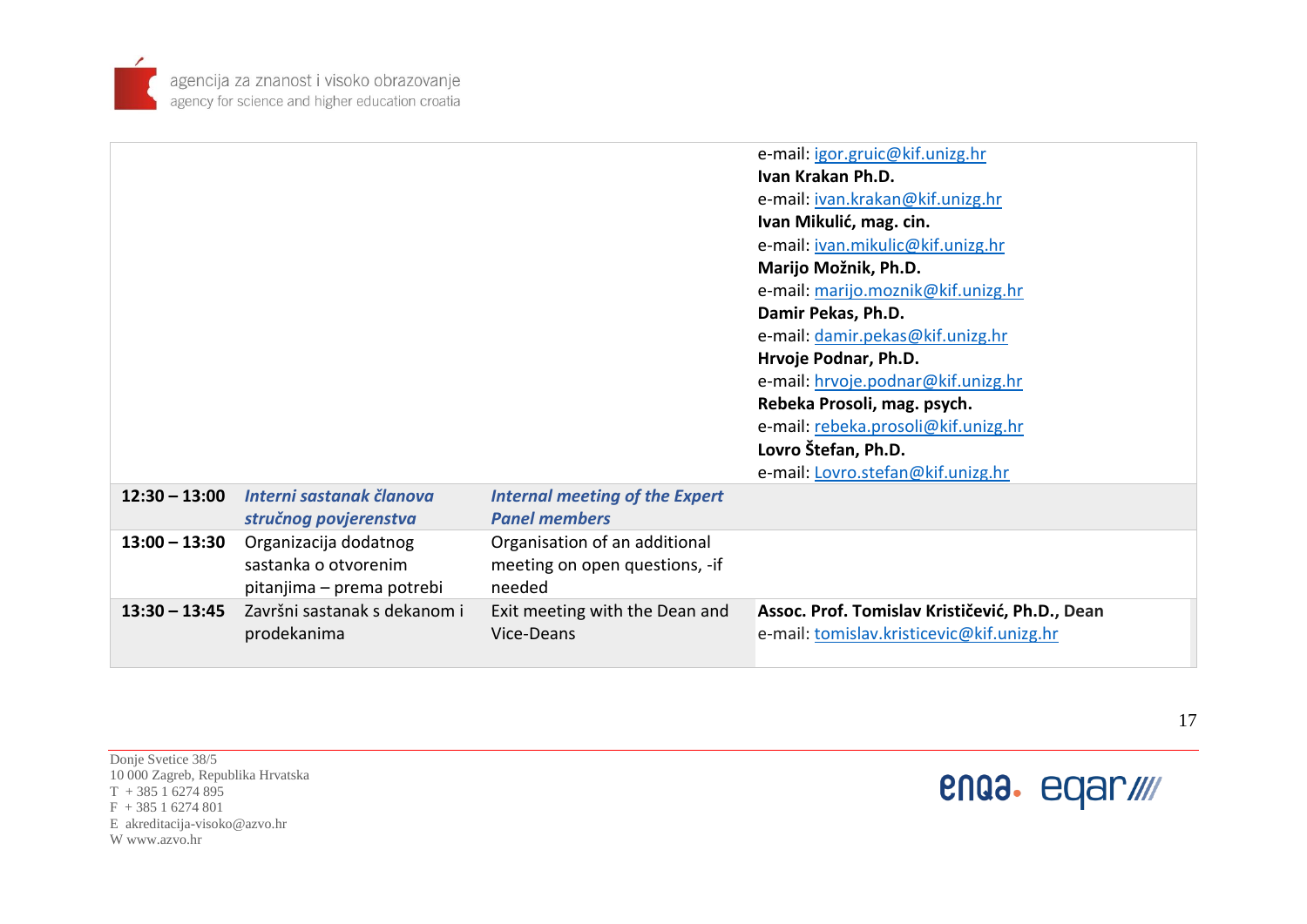| | | | |
|---|---|---|---|
| | | | e-mail: igor.gruic@kif.unizg.hr<br>**Ivan Krakan Ph.D.**<br>e-mail: ivan.krakan@kif.unizg.hr<br>**Ivan Mikulić, mag. cin.**<br>e-mail: ivan.mikulic@kif.unizg.hr<br>**Marijo Možnik, Ph.D.**<br>e-mail: marijo.moznik@kif.unizg.hr<br>**Damir Pekas, Ph.D.**<br>e-mail: damir.pekas@kif.unizg.hr<br>**Hrvoje Podnar, Ph.D.**<br>e-mail: hrvoje.podnar@kif.unizg.hr<br>**Rebeka Prosoli, mag. psych.**<br>e-mail: rebeka.prosoli@kif.unizg.hr<br>**Lovro Štefan, Ph.D.**<br>e-mail: Lovro.stefan@kif.unizg.hr |
| **12:30 – 13:00** | ***Interni sastanak članova stručnog povjerenstva*** | ***Internal meeting of the Expert Panel members*** | |
| **13:00 – 13:30** | Organizacija dodatnog sastanka o otvorenim pitanjima – prema potrebi | Organisation of an additional meeting on open questions, -if needed | |
| **13:30 – 13:45** | Završni sastanak s dekanom i prodekanima | Exit meeting with the Dean and Vice-Deans | **Assoc. Prof. Tomislav Krističević, Ph.D., Dean**<br>e-mail: tomislav.kristicevic@kif.unizg.hr |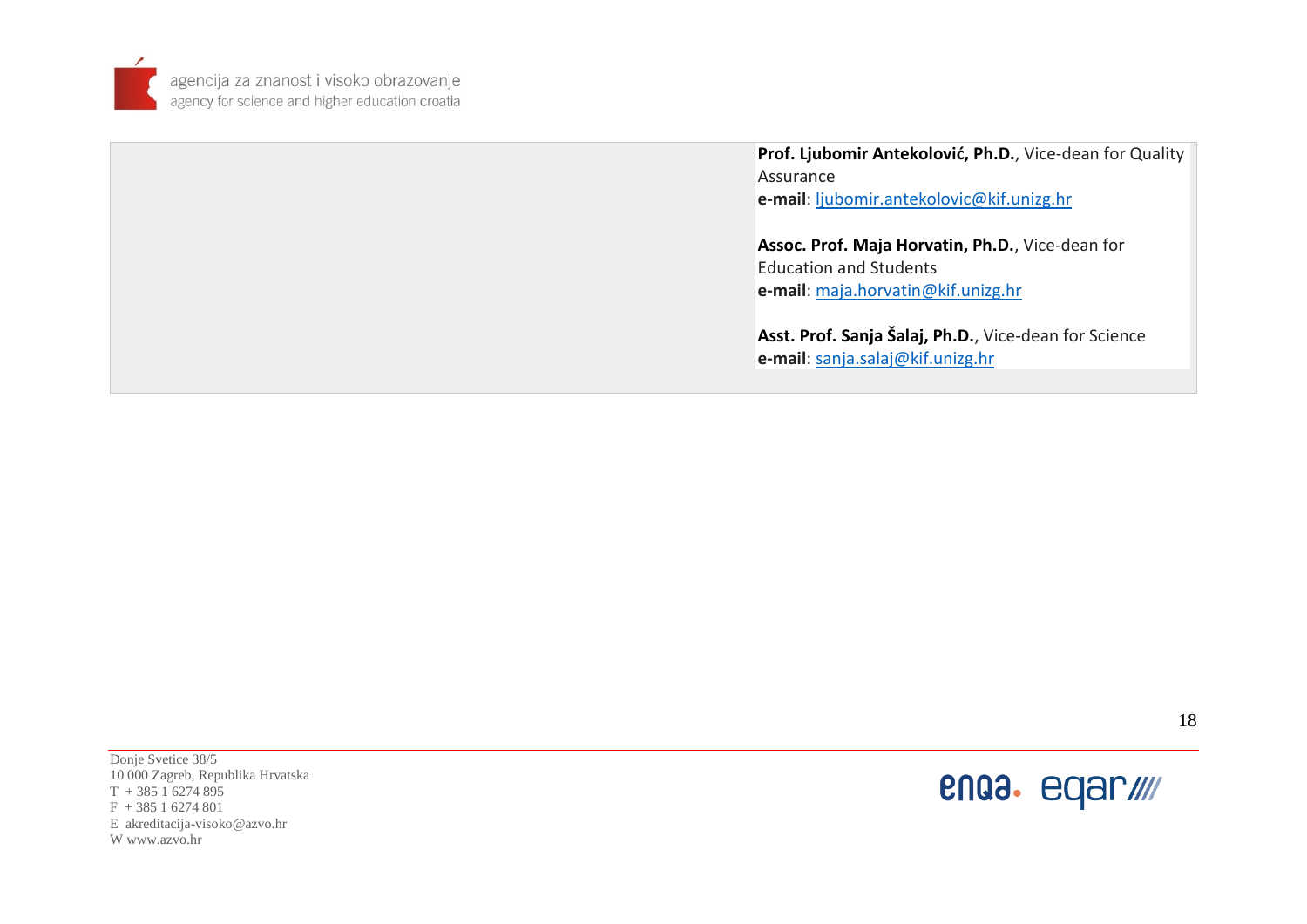| | |
|---|---|
| | **Prof. Ljubomir Antekolović, Ph.D.**, Vice-dean for Quality Assurance<br>**e-mail**: ljubomir.antekolovic@kif.unizg.hr<br><br>**Assoc. Prof. Maja Horvatin, Ph.D.**, Vice-dean for Education and Students<br>**e-mail**: maja.horvatin@kif.unizg.hr<br><br>**Asst. Prof. Sanja Šalaj, Ph.D.**, Vice-dean for Science<br>**e-mail**: sanja.salaj@kif.unizg.hr |